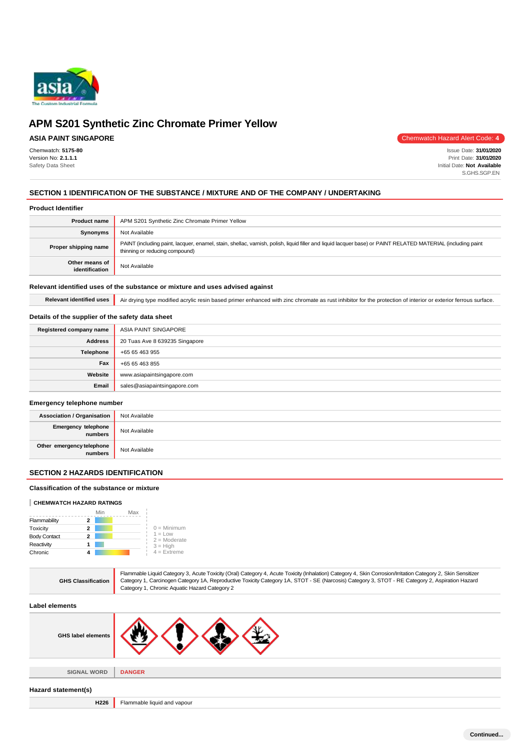# APM S201 Synthetic Zinc Chromate Primer Yellow

**ASIA PAINT SINGAPORE**

Chemwatch Hazard Alert Code: **4**

Chemwatch: **5175-80**
Version No: **2.1.1.1**
Safety Data Sheet

Issue Date: **31/01/2020**
Print Date: **31/01/2020**
Initial Date: **Not Available**
S.GHS.SGP.EN

## SECTION 1 IDENTIFICATION OF THE SUBSTANCE / MIXTURE AND OF THE COMPANY / UNDERTAKING

### Product Identifier

| | |
|---|---|
| **Product name** | APM S201 Synthetic Zinc Chromate Primer Yellow |
| **Synonyms** | Not Available |
| **Proper shipping name** | PAINT (including paint, lacquer, enamel, stain, shellac, varnish, polish, liquid filler and liquid lacquer base) or PAINT RELATED MATERIAL (including paint thinning or reducing compound) |
| **Other means of identification** | Not Available |

### Relevant identified uses of the substance or mixture and uses advised against

| | |
|---|---|
| **Relevant identified uses** | Air drying type modified acrylic resin based primer enhanced with zinc chromate as rust inhibitor for the protection of interior or exterior ferrous surface. |

### Details of the supplier of the safety data sheet

| | |
|---|---|
| **Registered company name** | ASIA PAINT SINGAPORE |
| **Address** | 20 Tuas Ave 8 639235 Singapore |
| **Telephone** | +65 65 463 955 |
| **Fax** | +65 65 463 855 |
| **Website** | www.asiapaintsingapore.com |
| **Email** | sales@asiapaintsingapore.com |

### Emergency telephone number

| | |
|---|---|
| **Association / Organisation** | Not Available |
| **Emergency telephone numbers** | Not Available |
| **Other emergency telephone numbers** | Not Available |

## SECTION 2 HAZARDS IDENTIFICATION

### Classification of the substance or mixture

**CHEMWATCH HAZARD RATINGS**

| | Rating |
|---|---|
| Flammability | 2 |
| Toxicity | 2 |
| Body Contact | 2 |
| Reactivity | 1 |
| Chronic | 4 |

0 = Minimum
1 = Low
2 = Moderate
3 = High
4 = Extreme

| | |
|---|---|
| **GHS Classification** | Flammable Liquid Category 3, Acute Toxicity (Oral) Category 4, Acute Toxicity (Inhalation) Category 4, Skin Corrosion/Irritation Category 2, Skin Sensitizer Category 1, Carcinogen Category 1A, Reproductive Toxicity Category 1A, STOT - SE (Narcosis) Category 3, STOT - RE Category 2, Aspiration Hazard Category 1, Chronic Aquatic Hazard Category 2 |

### Label elements

| | |
|---|---|
| **GHS label elements** | |
| **SIGNAL WORD** | **DANGER** |

### Hazard statement(s)

| | |
|---|---|
| **H226** | Flammable liquid and vapour |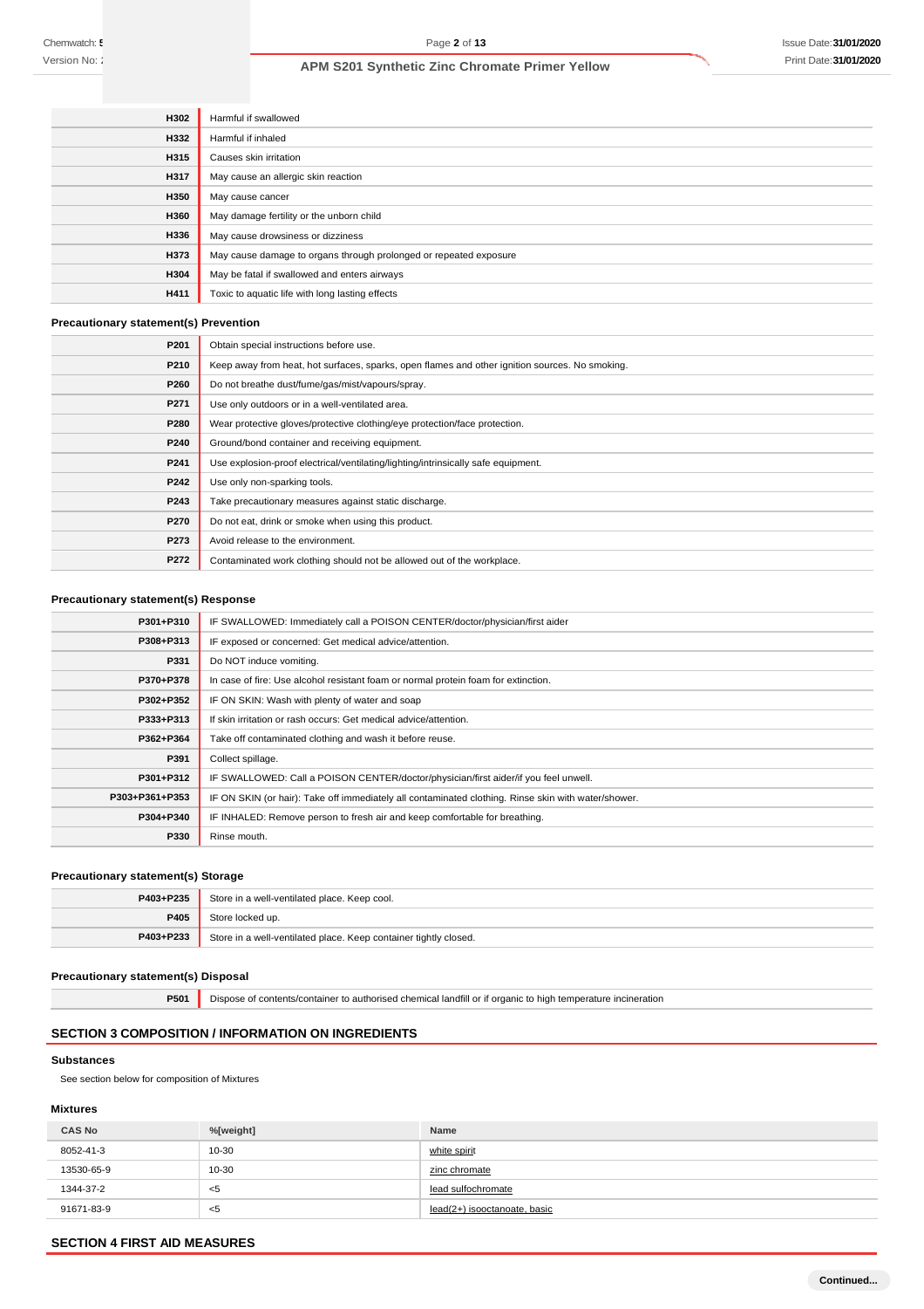| | |
|---|---|
| H302 | Harmful if swallowed |
| H332 | Harmful if inhaled |
| H315 | Causes skin irritation |
| H317 | May cause an allergic skin reaction |
| H350 | May cause cancer |
| H360 | May damage fertility or the unborn child |
| H336 | May cause drowsiness or dizziness |
| H373 | May cause damage to organs through prolonged or repeated exposure |
| H304 | May be fatal if swallowed and enters airways |
| H411 | Toxic to aquatic life with long lasting effects |

### Precautionary statement(s) Prevention

| | |
|---|---|
| P201 | Obtain special instructions before use. |
| P210 | Keep away from heat, hot surfaces, sparks, open flames and other ignition sources. No smoking. |
| P260 | Do not breathe dust/fume/gas/mist/vapours/spray. |
| P271 | Use only outdoors or in a well-ventilated area. |
| P280 | Wear protective gloves/protective clothing/eye protection/face protection. |
| P240 | Ground/bond container and receiving equipment. |
| P241 | Use explosion-proof electrical/ventilating/lighting/intrinsically safe equipment. |
| P242 | Use only non-sparking tools. |
| P243 | Take precautionary measures against static discharge. |
| P270 | Do not eat, drink or smoke when using this product. |
| P273 | Avoid release to the environment. |
| P272 | Contaminated work clothing should not be allowed out of the workplace. |

### Precautionary statement(s) Response

| | |
|---|---|
| P301+P310 | IF SWALLOWED: Immediately call a POISON CENTER/doctor/physician/first aider |
| P308+P313 | IF exposed or concerned: Get medical advice/attention. |
| P331 | Do NOT induce vomiting. |
| P370+P378 | In case of fire: Use alcohol resistant foam or normal protein foam for extinction. |
| P302+P352 | IF ON SKIN: Wash with plenty of water and soap |
| P333+P313 | If skin irritation or rash occurs: Get medical advice/attention. |
| P362+P364 | Take off contaminated clothing and wash it before reuse. |
| P391 | Collect spillage. |
| P301+P312 | IF SWALLOWED: Call a POISON CENTER/doctor/physician/first aider/if you feel unwell. |
| P303+P361+P353 | IF ON SKIN (or hair): Take off immediately all contaminated clothing. Rinse skin with water/shower. |
| P304+P340 | IF INHALED: Remove person to fresh air and keep comfortable for breathing. |
| P330 | Rinse mouth. |

### Precautionary statement(s) Storage

| | |
|---|---|
| P403+P235 | Store in a well-ventilated place. Keep cool. |
| P405 | Store locked up. |
| P403+P233 | Store in a well-ventilated place. Keep container tightly closed. |

### Precautionary statement(s) Disposal

| | |
|---|---|
| P501 | Dispose of contents/container to authorised chemical landfill or if organic to high temperature incineration |

## SECTION 3 COMPOSITION / INFORMATION ON INGREDIENTS

### Substances

See section below for composition of Mixtures

### Mixtures

| CAS No | %[weight] | Name |
|---|---|---|
| 8052-41-3 | 10-30 | white spirit |
| 13530-65-9 | 10-30 | zinc chromate |
| 1344-37-2 | <5 | lead sulfochromate |
| 91671-83-9 | <5 | lead(2+) isooctanoate, basic |

## SECTION 4 FIRST AID MEASURES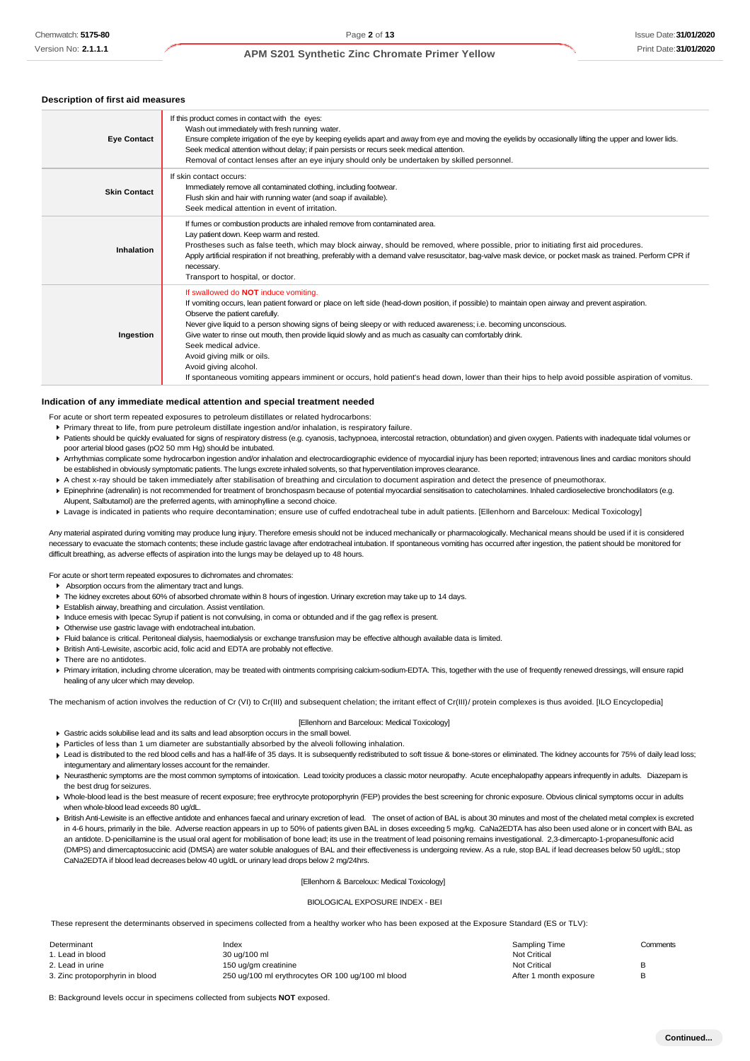### Description of first aid measures

| | |
|---|---|
| **Eye Contact** | If this product comes in contact with the eyes:<br>Wash out immediately with fresh running water.<br>Ensure complete irrigation of the eye by keeping eyelids apart and away from eye and moving the eyelids by occasionally lifting the upper and lower lids.<br>Seek medical attention without delay; if pain persists or recurs seek medical attention.<br>Removal of contact lenses after an eye injury should only be undertaken by skilled personnel. |
| **Skin Contact** | If skin contact occurs:<br>Immediately remove all contaminated clothing, including footwear.<br>Flush skin and hair with running water (and soap if available).<br>Seek medical attention in event of irritation. |
| **Inhalation** | If fumes or combustion products are inhaled remove from contaminated area.<br>Lay patient down. Keep warm and rested.<br>Prostheses such as false teeth, which may block airway, should be removed, where possible, prior to initiating first aid procedures.<br>Apply artificial respiration if not breathing, preferably with a demand valve resuscitator, bag-valve mask device, or pocket mask as trained. Perform CPR if necessary.<br>Transport to hospital, or doctor. |
| **Ingestion** | If swallowed do **NOT** induce vomiting.<br>If vomiting occurs, lean patient forward or place on left side (head-down position, if possible) to maintain open airway and prevent aspiration.<br>Observe the patient carefully.<br>Never give liquid to a person showing signs of being sleepy or with reduced awareness; i.e. becoming unconscious.<br>Give water to rinse out mouth, then provide liquid slowly and as much as casualty can comfortably drink.<br>Seek medical advice.<br>Avoid giving milk or oils.<br>Avoid giving alcohol.<br>If spontaneous vomiting appears imminent or occurs, hold patient's head down, lower than their hips to help avoid possible aspiration of vomitus. |

### Indication of any immediate medical attention and special treatment needed

For acute or short term repeated exposures to petroleum distillates or related hydrocarbons:

- Primary threat to life, from pure petroleum distillate ingestion and/or inhalation, is respiratory failure.
- Patients should be quickly evaluated for signs of respiratory distress (e.g. cyanosis, tachypnoea, intercostal retraction, obtundation) and given oxygen. Patients with inadequate tidal volumes or poor arterial blood gases (pO2 50 mm Hg) should be intubated.
- Arrhythmias complicate some hydrocarbon ingestion and/or inhalation and electrocardiographic evidence of myocardial injury has been reported; intravenous lines and cardiac monitors should be established in obviously symptomatic patients. The lungs excrete inhaled solvents, so that hyperventilation improves clearance.
- A chest x-ray should be taken immediately after stabilisation of breathing and circulation to document aspiration and detect the presence of pneumothorax.
- Epinephrine (adrenalin) is not recommended for treatment of bronchospasm because of potential myocardial sensitisation to catecholamines. Inhaled cardioselective bronchodilators (e.g. Alupent, Salbutamol) are the preferred agents, with aminophylline a second choice.
- Lavage is indicated in patients who require decontamination; ensure use of cuffed endotracheal tube in adult patients. [Ellenhorn and Barceloux: Medical Toxicology]

Any material aspirated during vomiting may produce lung injury. Therefore emesis should not be induced mechanically or pharmacologically. Mechanical means should be used if it is considered necessary to evacuate the stomach contents; these include gastric lavage after endotracheal intubation. If spontaneous vomiting has occurred after ingestion, the patient should be monitored for difficult breathing, as adverse effects of aspiration into the lungs may be delayed up to 48 hours.

For acute or short term repeated exposures to dichromates and chromates:

- Absorption occurs from the alimentary tract and lungs.
- The kidney excretes about 60% of absorbed chromate within 8 hours of ingestion. Urinary excretion may take up to 14 days.
- Establish airway, breathing and circulation. Assist ventilation.
- Induce emesis with Ipecac Syrup if patient is not convulsing, in coma or obtunded and if the gag reflex is present.
- Otherwise use gastric lavage with endotracheal intubation.
- Fluid balance is critical. Peritoneal dialysis, haemodialysis or exchange transfusion may be effective although available data is limited.
- British Anti-Lewisite, ascorbic acid, folic acid and EDTA are probably not effective.
- There are no antidotes.
- Primary irritation, including chrome ulceration, may be treated with ointments comprising calcium-sodium-EDTA. This, together with the use of frequently renewed dressings, will ensure rapid healing of any ulcer which may develop.

The mechanism of action involves the reduction of Cr (VI) to Cr(III) and subsequent chelation; the irritant effect of Cr(III)/ protein complexes is thus avoided. [ILO Encyclopedia]

[Ellenhorn and Barceloux: Medical Toxicology]

- Gastric acids solubilise lead and its salts and lead absorption occurs in the small bowel.
- Particles of less than 1 um diameter are substantially absorbed by the alveoli following inhalation.
- Lead is distributed to the red blood cells and has a half-life of 35 days. It is subsequently redistributed to soft tissue & bone-stores or eliminated. The kidney accounts for 75% of daily lead loss; integumentary and alimentary losses account for the remainder.
- Neurasthenic symptoms are the most common symptoms of intoxication. Lead toxicity produces a classic motor neuropathy. Acute encephalopathy appears infrequently in adults. Diazepam is the best drug for seizures.
- Whole-blood lead is the best measure of recent exposure; free erythrocyte protoporphyrin (FEP) provides the best screening for chronic exposure. Obvious clinical symptoms occur in adults when whole-blood lead exceeds 80 ug/dL.
- British Anti-Lewisite is an effective antidote and enhances faecal and urinary excretion of lead. The onset of action of BAL is about 30 minutes and most of the chelated metal complex is excreted in 4-6 hours, primarily in the bile. Adverse reaction appears in up to 50% of patients given BAL in doses exceeding 5 mg/kg. CaNa2EDTA has also been used alone or in concert with BAL as an antidote. D-penicillamine is the usual oral agent for mobilisation of bone lead; its use in the treatment of lead poisoning remains investigational. 2,3-dimercapto-1-propanesulfonic acid (DMPS) and dimercaptosuccinic acid (DMSA) are water soluble analogues of BAL and their effectiveness is undergoing review. As a rule, stop BAL if lead decreases below 50 ug/dL; stop CaNa2EDTA if blood lead decreases below 40 ug/dL or urinary lead drops below 2 mg/24hrs.

[Ellenhorn & Barceloux: Medical Toxicology]

BIOLOGICAL EXPOSURE INDEX - BEI

These represent the determinants observed in specimens collected from a healthy worker who has been exposed at the Exposure Standard (ES or TLV):

| Determinant | Index | Sampling Time | Comments |
|---|---|---|---|
| 1. Lead in blood | 30 ug/100 ml | Not Critical | |
| 2. Lead in urine | 150 ug/gm creatinine | Not Critical | B |
| 3. Zinc protoporphyrin in blood | 250 ug/100 ml erythrocytes OR 100 ug/100 ml blood | After 1 month exposure | B |

B: Background levels occur in specimens collected from subjects **NOT** exposed.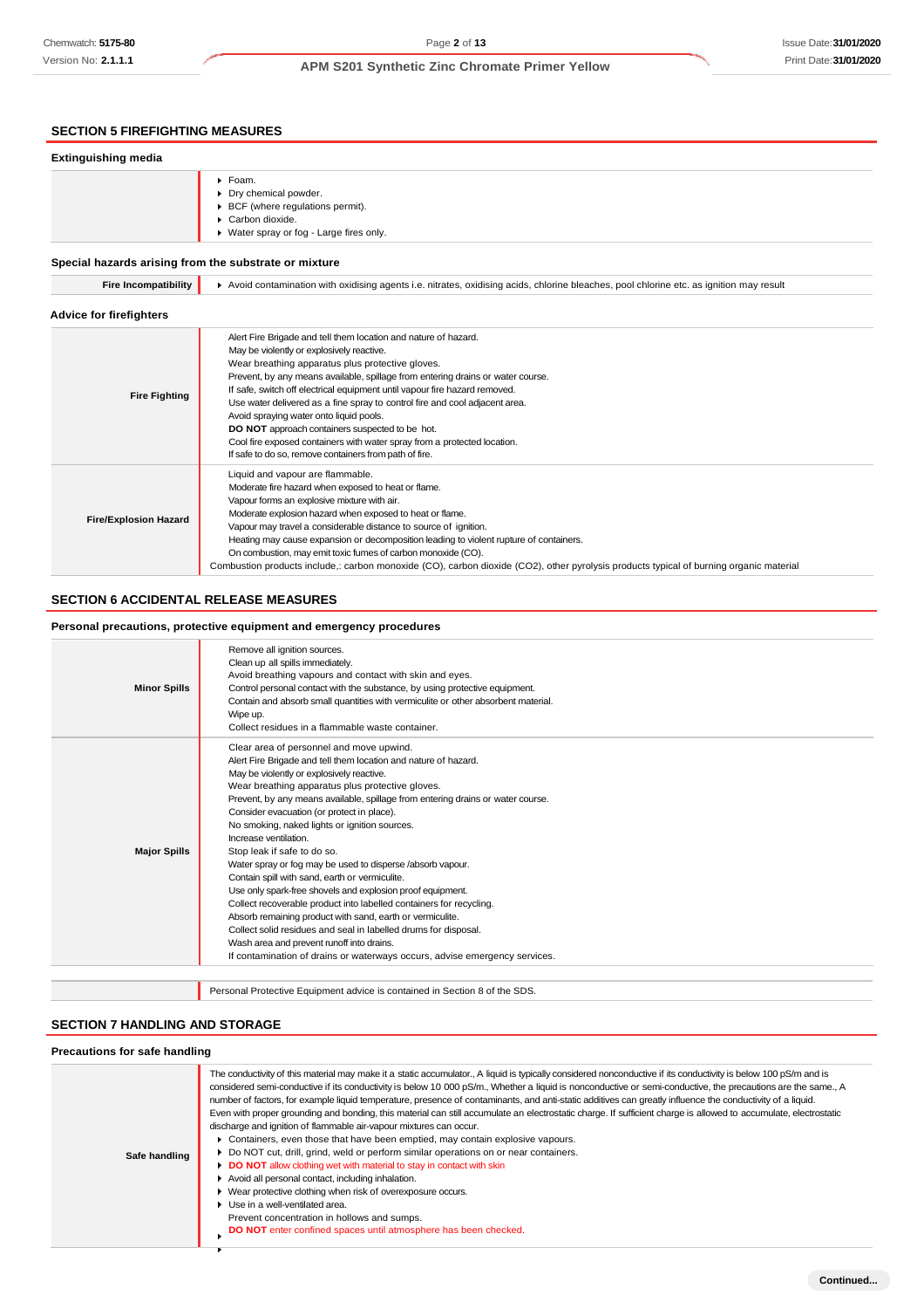## SECTION 5 FIREFIGHTING MEASURES

### Extinguishing media

| | |
|---|---|
| | ▸ Foam.<br>▸ Dry chemical powder.<br>▸ BCF (where regulations permit).<br>▸ Carbon dioxide.<br>▸ Water spray or fog - Large fires only. |

### Special hazards arising from the substrate or mixture

| | |
|---|---|
| **Fire Incompatibility** | ▸ Avoid contamination with oxidising agents i.e. nitrates, oxidising acids, chlorine bleaches, pool chlorine etc. as ignition may result |

### Advice for firefighters

| | |
|---|---|
| **Fire Fighting** | Alert Fire Brigade and tell them location and nature of hazard.<br>May be violently or explosively reactive.<br>Wear breathing apparatus plus protective gloves.<br>Prevent, by any means available, spillage from entering drains or water course.<br>If safe, switch off electrical equipment until vapour fire hazard removed.<br>Use water delivered as a fine spray to control fire and cool adjacent area.<br>Avoid spraying water onto liquid pools.<br>**DO NOT** approach containers suspected to be hot.<br>Cool fire exposed containers with water spray from a protected location.<br>If safe to do so, remove containers from path of fire. |
| **Fire/Explosion Hazard** | Liquid and vapour are flammable.<br>Moderate fire hazard when exposed to heat or flame.<br>Vapour forms an explosive mixture with air.<br>Moderate explosion hazard when exposed to heat or flame.<br>Vapour may travel a considerable distance to source of ignition.<br>Heating may cause expansion or decomposition leading to violent rupture of containers.<br>On combustion, may emit toxic fumes of carbon monoxide (CO).<br>Combustion products include,: carbon monoxide (CO), carbon dioxide ($CO_2$), other pyrolysis products typical of burning organic material |

## SECTION 6 ACCIDENTAL RELEASE MEASURES

### Personal precautions, protective equipment and emergency procedures

| | |
|---|---|
| **Minor Spills** | Remove all ignition sources.<br>Clean up all spills immediately.<br>Avoid breathing vapours and contact with skin and eyes.<br>Control personal contact with the substance, by using protective equipment.<br>Contain and absorb small quantities with vermiculite or other absorbent material.<br>Wipe up.<br>Collect residues in a flammable waste container. |
| **Major Spills** | Clear area of personnel and move upwind.<br>Alert Fire Brigade and tell them location and nature of hazard.<br>May be violently or explosively reactive.<br>Wear breathing apparatus plus protective gloves.<br>Prevent, by any means available, spillage from entering drains or water course.<br>Consider evacuation (or protect in place).<br>No smoking, naked lights or ignition sources.<br>Increase ventilation.<br>Stop leak if safe to do so.<br>Water spray or fog may be used to disperse /absorb vapour.<br>Contain spill with sand, earth or vermiculite.<br>Use only spark-free shovels and explosion proof equipment.<br>Collect recoverable product into labelled containers for recycling.<br>Absorb remaining product with sand, earth or vermiculite.<br>Collect solid residues and seal in labelled drums for disposal.<br>Wash area and prevent runoff into drains.<br>If contamination of drains or waterways occurs, advise emergency services. |

| | |
|---|---|
| | Personal Protective Equipment advice is contained in Section 8 of the SDS. |

## SECTION 7 HANDLING AND STORAGE

### Precautions for safe handling

| | |
|---|---|
| **Safe handling** | The conductivity of this material may make it a static accumulator., A liquid is typically considered nonconductive if its conductivity is below 100 pS/m and is considered semi-conductive if its conductivity is below 10 000 pS/m., Whether a liquid is nonconductive or semi-conductive, the precautions are the same., A number of factors, for example liquid temperature, presence of contaminants, and anti-static additives can greatly influence the conductivity of a liquid.<br>Even with proper grounding and bonding, this material can still accumulate an electrostatic charge. If sufficient charge is allowed to accumulate, electrostatic discharge and ignition of flammable air-vapour mixtures can occur.<br>▸ Containers, even those that have been emptied, may contain explosive vapours.<br>▸ Do NOT cut, drill, grind, weld or perform similar operations on or near containers.<br>▸ **DO NOT** allow clothing wet with material to stay in contact with skin<br>▸ Avoid all personal contact, including inhalation.<br>▸ Wear protective clothing when risk of overexposure occurs.<br>▸ Use in a well-ventilated area.<br>Prevent concentration in hollows and sumps.<br>▸ **DO NOT** enter confined spaces until atmosphere has been checked.<br>▸ |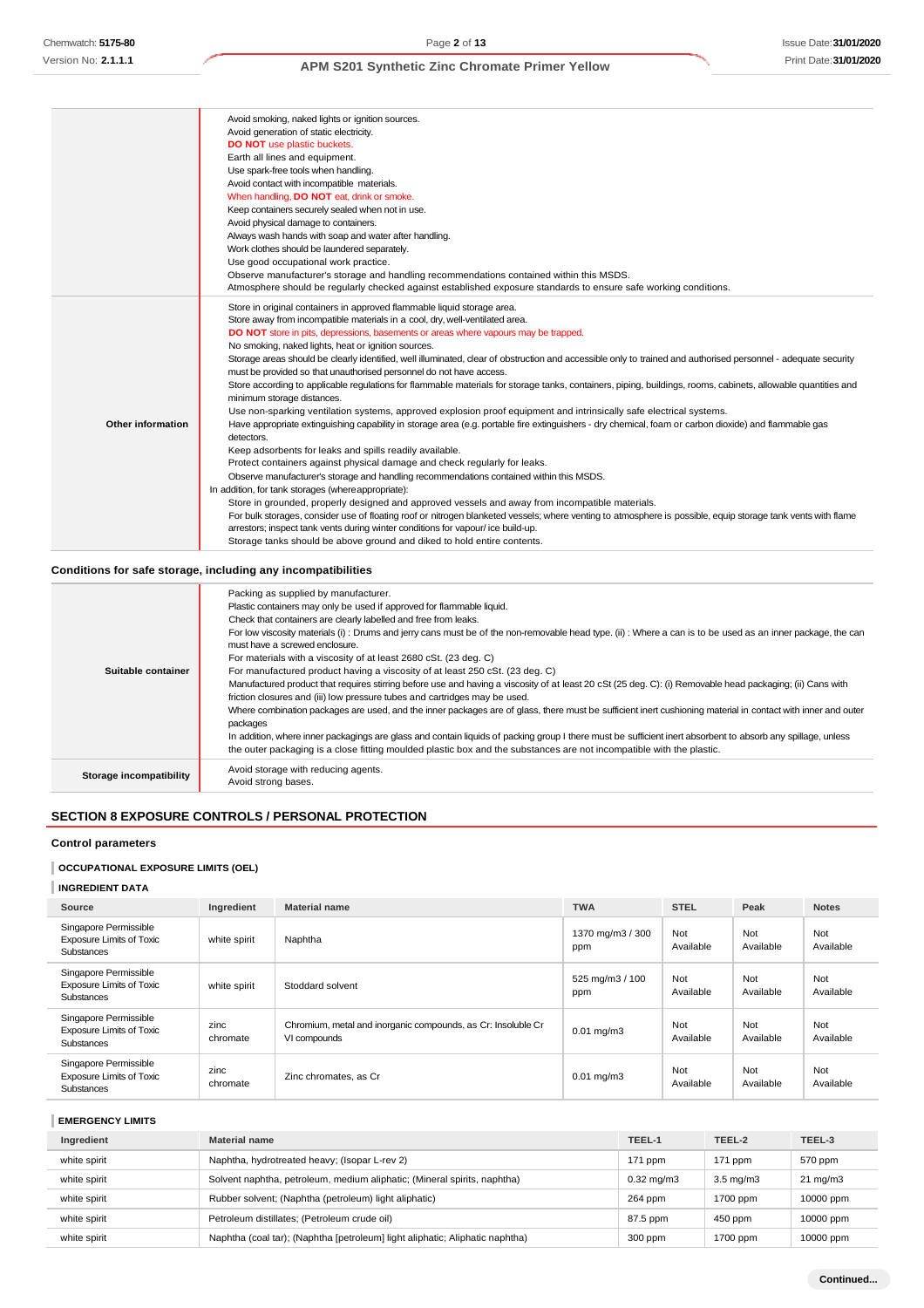| | |
|---|---|
| | Avoid smoking, naked lights or ignition sources.<br>Avoid generation of static electricity.<br>**DO NOT** use plastic buckets.<br>Earth all lines and equipment.<br>Use spark-free tools when handling.<br>Avoid contact with incompatible materials.<br>When handling, **DO NOT** eat, drink or smoke.<br>Keep containers securely sealed when not in use.<br>Avoid physical damage to containers.<br>Always wash hands with soap and water after handling.<br>Work clothes should be laundered separately.<br>Use good occupational work practice.<br>Observe manufacturer's storage and handling recommendations contained within this MSDS.<br>Atmosphere should be regularly checked against established exposure standards to ensure safe working conditions. |
| **Other information** | Store in original containers in approved flammable liquid storage area.<br>Store away from incompatible materials in a cool, dry, well-ventilated area.<br>**DO NOT** store in pits, depressions, basements or areas where vapours may be trapped.<br>No smoking, naked lights, heat or ignition sources.<br>Storage areas should be clearly identified, well illuminated, clear of obstruction and accessible only to trained and authorised personnel - adequate security must be provided so that unauthorised personnel do not have access.<br>Store according to applicable regulations for flammable materials for storage tanks, containers, piping, buildings, rooms, cabinets, allowable quantities and minimum storage distances.<br>Use non-sparking ventilation systems, approved explosion proof equipment and intrinsically safe electrical systems.<br>Have appropriate extinguishing capability in storage area (e.g. portable fire extinguishers - dry chemical, foam or carbon dioxide) and flammable gas detectors.<br>Keep adsorbents for leaks and spills readily available.<br>Protect containers against physical damage and check regularly for leaks.<br>Observe manufacturer's storage and handling recommendations contained within this MSDS.<br>In addition, for tank storages (whereappropriate):<br>Store in grounded, properly designed and approved vessels and away from incompatible materials.<br>For bulk storages, consider use of floating roof or nitrogen blanketed vessels; where venting to atmosphere is possible, equip storage tank vents with flame arrestors; inspect tank vents during winter conditions for vapour/ ice build-up.<br>Storage tanks should be above ground and diked to hold entire contents. |

### Conditions for safe storage, including any incompatibilities

| | |
|---|---|
| **Suitable container** | Packing as supplied by manufacturer.<br>Plastic containers may only be used if approved for flammable liquid.<br>Check that containers are clearly labelled and free from leaks.<br>For low viscosity materials (i) : Drums and jerry cans must be of the non-removable head type. (ii) : Where a can is to be used as an inner package, the can must have a screwed enclosure.<br>For materials with a viscosity of at least 2680 cSt. (23 deg. C)<br>For manufactured product having a viscosity of at least 250 cSt. (23 deg. C)<br>Manufactured product that requires stirring before use and having a viscosity of at least 20 cSt (25 deg. C): (i) Removable head packaging; (ii) Cans with friction closures and (iii) low pressure tubes and cartridges may be used.<br>Where combination packages are used, and the inner packages are of glass, there must be sufficient inert cushioning material in contact with inner and outer packages<br>In addition, where inner packagings are glass and contain liquids of packing group I there must be sufficient inert absorbent to absorb any spillage, unless the outer packaging is a close fitting moulded plastic box and the substances are not incompatible with the plastic. |
| **Storage incompatibility** | Avoid storage with reducing agents.<br>Avoid strong bases. |

## SECTION 8 EXPOSURE CONTROLS / PERSONAL PROTECTION

### Control parameters

#### OCCUPATIONAL EXPOSURE LIMITS (OEL)

#### INGREDIENT DATA

| Source | Ingredient | Material name | TWA | STEL | Peak | Notes |
|---|---|---|---|---|---|---|
| Singapore Permissible Exposure Limits of Toxic Substances | white spirit | Naphtha | 1370 mg/m3 / 300 ppm | Not Available | Not Available | Not Available |
| Singapore Permissible Exposure Limits of Toxic Substances | white spirit | Stoddard solvent | 525 mg/m3 / 100 ppm | Not Available | Not Available | Not Available |
| Singapore Permissible Exposure Limits of Toxic Substances | zinc chromate | Chromium, metal and inorganic compounds, as Cr: Insoluble Cr VI compounds | 0.01 mg/m3 | Not Available | Not Available | Not Available |
| Singapore Permissible Exposure Limits of Toxic Substances | zinc chromate | Zinc chromates, as Cr | 0.01 mg/m3 | Not Available | Not Available | Not Available |

#### EMERGENCY LIMITS

| Ingredient | Material name | TEEL-1 | TEEL-2 | TEEL-3 |
|---|---|---|---|---|
| white spirit | Naphtha, hydrotreated heavy; (Isopar L-rev 2) | 171 ppm | 171 ppm | 570 ppm |
| white spirit | Solvent naphtha, petroleum, medium aliphatic; (Mineral spirits, naphtha) | 0.32 mg/m3 | 3.5 mg/m3 | 21 mg/m3 |
| white spirit | Rubber solvent; (Naphtha (petroleum) light aliphatic) | 264 ppm | 1700 ppm | 10000 ppm |
| white spirit | Petroleum distillates; (Petroleum crude oil) | 87.5 ppm | 450 ppm | 10000 ppm |
| white spirit | Naphtha (coal tar); (Naphtha [petroleum] light aliphatic; Aliphatic naphtha) | 300 ppm | 1700 ppm | 10000 ppm |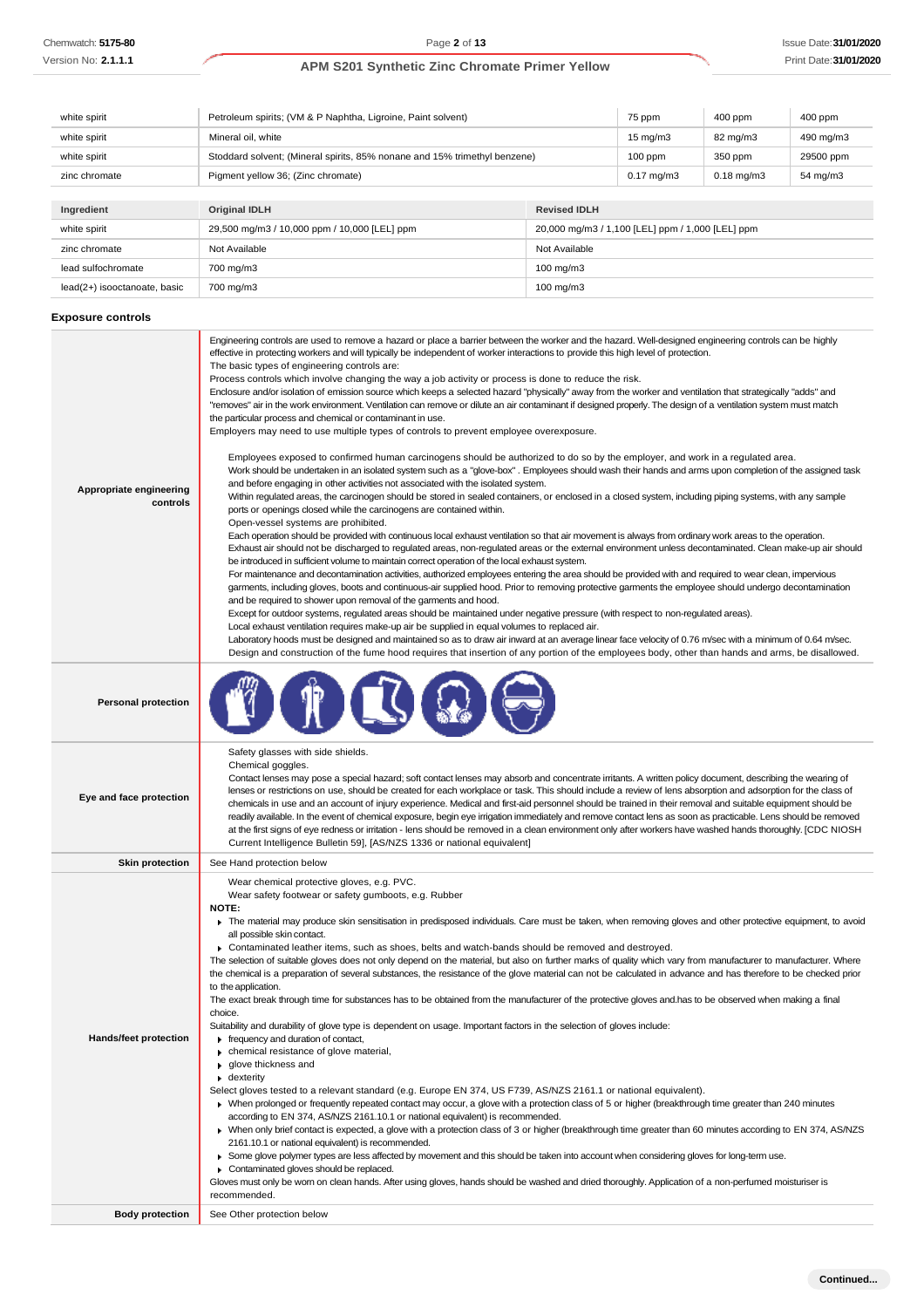| | | | | |
|---|---|---|---|---|
| white spirit | Petroleum spirits; (VM & P Naphtha, Ligroine, Paint solvent) | 75 ppm | 400 ppm | 400 ppm |
| white spirit | Mineral oil, white | 15 mg/m3 | 82 mg/m3 | 490 mg/m3 |
| white spirit | Stoddard solvent; (Mineral spirits, 85% nonane and 15% trimethyl benzene) | 100 ppm | 350 ppm | 29500 ppm |
| zinc chromate | Pigment yellow 36; (Zinc chromate) | 0.17 mg/m3 | 0.18 mg/m3 | 54 mg/m3 |

| Ingredient | Original IDLH | Revised IDLH |
|---|---|---|
| white spirit | 29,500 mg/m3 / 10,000 ppm / 10,000 [LEL] ppm | 20,000 mg/m3 / 1,100 [LEL] ppm / 1,000 [LEL] ppm |
| zinc chromate | Not Available | Not Available |
| lead sulfochromate | 700 mg/m3 | 100 mg/m3 |
| lead(2+) isooctanoate, basic | 700 mg/m3 | 100 mg/m3 |

### Exposure controls

**Appropriate engineering controls**

Engineering controls are used to remove a hazard or place a barrier between the worker and the hazard. Well-designed engineering controls can be highly effective in protecting workers and will typically be independent of worker interactions to provide this high level of protection.
The basic types of engineering controls are:
Process controls which involve changing the way a job activity or process is done to reduce the risk.
Enclosure and/or isolation of emission source which keeps a selected hazard "physically" away from the worker and ventilation that strategically "adds" and "removes" air in the work environment. Ventilation can remove or dilute an air contaminant if designed properly. The design of a ventilation system must match the particular process and chemical or contaminant in use.
Employers may need to use multiple types of controls to prevent employee overexposure.

Employees exposed to confirmed human carcinogens should be authorized to do so by the employer, and work in a regulated area.
Work should be undertaken in an isolated system such as a "glove-box" . Employees should wash their hands and arms upon completion of the assigned task and before engaging in other activities not associated with the isolated system.
Within regulated areas, the carcinogen should be stored in sealed containers, or enclosed in a closed system, including piping systems, with any sample ports or openings closed while the carcinogens are contained within.
Open-vessel systems are prohibited.
Each operation should be provided with continuous local exhaust ventilation so that air movement is always from ordinary work areas to the operation.
Exhaust air should not be discharged to regulated areas, non-regulated areas or the external environment unless decontaminated. Clean make-up air should be introduced in sufficient volume to maintain correct operation of the local exhaust system.
For maintenance and decontamination activities, authorized employees entering the area should be provided with and required to wear clean, impervious garments, including gloves, boots and continuous-air supplied hood. Prior to removing protective garments the employee should undergo decontamination and be required to shower upon removal of the garments and hood.
Except for outdoor systems, regulated areas should be maintained under negative pressure (with respect to non-regulated areas).
Local exhaust ventilation requires make-up air be supplied in equal volumes to replaced air.
Laboratory hoods must be designed and maintained so as to draw air inward at an average linear face velocity of 0.76 m/sec with a minimum of 0.64 m/sec. Design and construction of the fume hood requires that insertion of any portion of the employees body, other than hands and arms, be disallowed.

**Personal protection**

**Eye and face protection**

Safety glasses with side shields.
Chemical goggles.
Contact lenses may pose a special hazard; soft contact lenses may absorb and concentrate irritants. A written policy document, describing the wearing of lenses or restrictions on use, should be created for each workplace or task. This should include a review of lens absorption and adsorption for the class of chemicals in use and an account of injury experience. Medical and first-aid personnel should be trained in their removal and suitable equipment should be readily available. In the event of chemical exposure, begin eye irrigation immediately and remove contact lens as soon as practicable. Lens should be removed at the first signs of eye redness or irritation - lens should be removed in a clean environment only after workers have washed hands thoroughly. [CDC NIOSH Current Intelligence Bulletin 59], [AS/NZS 1336 or national equivalent]

**Skin protection**

See Hand protection below

**Hands/feet protection**

Wear chemical protective gloves, e.g. PVC.
Wear safety footwear or safety gumboots, e.g. Rubber

**NOTE:**
- The material may produce skin sensitisation in predisposed individuals. Care must be taken, when removing gloves and other protective equipment, to avoid all possible skin contact.
- Contaminated leather items, such as shoes, belts and watch-bands should be removed and destroyed.

The selection of suitable gloves does not only depend on the material, but also on further marks of quality which vary from manufacturer to manufacturer. Where the chemical is a preparation of several substances, the resistance of the glove material can not be calculated in advance and has therefore to be checked prior to the application.
The exact break through time for substances has to be obtained from the manufacturer of the protective gloves and.has to be observed when making a final choice.
Suitability and durability of glove type is dependent on usage. Important factors in the selection of gloves include:
- frequency and duration of contact,
- chemical resistance of glove material,
- glove thickness and
- dexterity

Select gloves tested to a relevant standard (e.g. Europe EN 374, US F739, AS/NZS 2161.1 or national equivalent).
- When prolonged or frequently repeated contact may occur, a glove with a protection class of 5 or higher (breakthrough time greater than 240 minutes according to EN 374, AS/NZS 2161.10.1 or national equivalent) is recommended.
- When only brief contact is expected, a glove with a protection class of 3 or higher (breakthrough time greater than 60 minutes according to EN 374, AS/NZS 2161.10.1 or national equivalent) is recommended.
- Some glove polymer types are less affected by movement and this should be taken into account when considering gloves for long-term use.
- Contaminated gloves should be replaced.

Gloves must only be worn on clean hands. After using gloves, hands should be washed and dried thoroughly. Application of a non-perfumed moisturiser is recommended.

**Body protection**

See Other protection below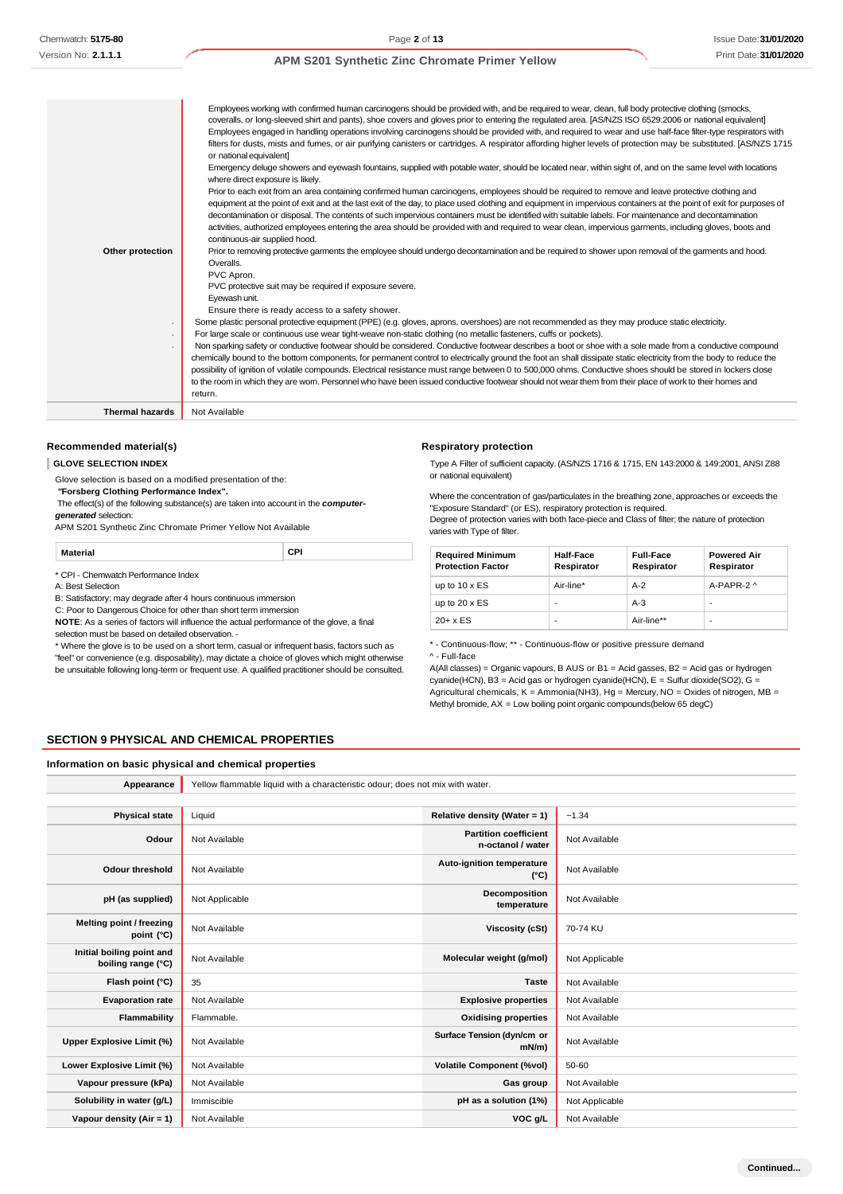| | |
|---|---|
| **Other protection** | Employees working with confirmed human carcinogens should be provided with, and be required to wear, clean, full body protective clothing (smocks, coveralls, or long-sleeved shirt and pants), shoe covers and gloves prior to entering the regulated area. [AS/NZS ISO 6529:2006 or national equivalent]<br>Employees engaged in handling operations involving carcinogens should be provided with, and required to wear and use half-face filter-type respirators with filters for dusts, mists and fumes, or air purifying canisters or cartridges. A respirator affording higher levels of protection may be substituted. [AS/NZS 1715 or national equivalent]<br>Emergency deluge showers and eyewash fountains, supplied with potable water, should be located near, within sight of, and on the same level with locations where direct exposure is likely.<br>Prior to each exit from an area containing confirmed human carcinogens, employees should be required to remove and leave protective clothing and equipment at the point of exit and at the last exit of the day, to place used clothing and equipment in impervious containers at the point of exit for purposes of decontamination or disposal. The contents of such impervious containers must be identified with suitable labels. For maintenance and decontamination activities, authorized employees entering the area should be provided with and required to wear clean, impervious garments, including gloves, boots and continuous-air supplied hood.<br>Prior to removing protective garments the employee should undergo decontamination and be required to shower upon removal of the garments and hood.<br>Overalls.<br>PVC Apron.<br>PVC protective suit may be required if exposure severe.<br>Eyewash unit.<br>Ensure there is ready access to a safety shower.<br>• Some plastic personal protective equipment (PPE) (e.g. gloves, aprons, overshoes) are not recommended as they may produce static electricity.<br>• For large scale or continuous use wear tight-weave non-static clothing (no metallic fasteners, cuffs or pockets).<br>• Non sparking safety or conductive footwear should be considered. Conductive footwear describes a boot or shoe with a sole made from a conductive compound chemically bound to the bottom components, for permanent control to electrically ground the foot an shall dissipate static electricity from the body to reduce the possibility of ignition of volatile compounds. Electrical resistance must range between 0 to 500,000 ohms. Conductive shoes should be stored in lockers close to the room in which they are worn. Personnel who have been issued conductive footwear should not wear them from their place of work to their homes and return. |
| **Thermal hazards** | Not Available |

### Recommended material(s)

**GLOVE SELECTION INDEX**

Glove selection is based on a modified presentation of the:

***"Forsberg Clothing Performance Index".***

The effect(s) of the following substance(s) are taken into account in the ***computer-generated*** selection:

APM S201 Synthetic Zinc Chromate Primer Yellow Not Available

| Material | CPI |
|---|---|

* CPI - Chemwatch Performance Index

A: Best Selection

B: Satisfactory; may degrade after 4 hours continuous immersion

C: Poor to Dangerous Choice for other than short term immersion

**NOTE**: As a series of factors will influence the actual performance of the glove, a final selection must be based on detailed observation. -

* Where the glove is to be used on a short term, casual or infrequent basis, factors such as "feel" or convenience (e.g. disposability), may dictate a choice of gloves which might otherwise be unsuitable following long-term or frequent use. A qualified practitioner should be consulted.

### Respiratory protection

Type A Filter of sufficient capacity. (AS/NZS 1716 & 1715, EN 143:2000 & 149:2001, ANSI Z88 or national equivalent)

Where the concentration of gas/particulates in the breathing zone, approaches or exceeds the "Exposure Standard" (or ES), respiratory protection is required.

Degree of protection varies with both face-piece and Class of filter; the nature of protection varies with Type of filter.

| Required Minimum Protection Factor | Half-Face Respirator | Full-Face Respirator | Powered Air Respirator |
|---|---|---|---|
| up to 10 x ES | Air-line* | A-2 | A-PAPR-2 ^ |
| up to 20 x ES | - | A-3 | - |
| 20+ x ES | - | Air-line** | - |

* - Continuous-flow; ** - Continuous-flow or positive pressure demand

^ - Full-face

A(All classes) = Organic vapours, B AUS or B1 = Acid gasses, B2 = Acid gas or hydrogen cyanide(HCN), B3 = Acid gas or hydrogen cyanide(HCN), E = Sulfur dioxide(SO2), G = Agricultural chemicals, K = Ammonia(NH3), Hg = Mercury, NO = Oxides of nitrogen, MB = Methyl bromide, AX = Low boiling point organic compounds(below 65 degC)

## SECTION 9 PHYSICAL AND CHEMICAL PROPERTIES

### Information on basic physical and chemical properties

| | | | |
|---|---|---|---|
| **Appearance** | Yellow flammable liquid with a characteristic odour; does not mix with water. | | |
| **Physical state** | Liquid | **Relative density (Water = 1)** | ~1.34 |
| **Odour** | Not Available | **Partition coefficient n-octanol / water** | Not Available |
| **Odour threshold** | Not Available | **Auto-ignition temperature (°C)** | Not Available |
| **pH (as supplied)** | Not Applicable | **Decomposition temperature** | Not Available |
| **Melting point / freezing point (°C)** | Not Available | **Viscosity (cSt)** | 70-74 KU |
| **Initial boiling point and boiling range (°C)** | Not Available | **Molecular weight (g/mol)** | Not Applicable |
| **Flash point (°C)** | 35 | **Taste** | Not Available |
| **Evaporation rate** | Not Available | **Explosive properties** | Not Available |
| **Flammability** | Flammable. | **Oxidising properties** | Not Available |
| **Upper Explosive Limit (%)** | Not Available | **Surface Tension (dyn/cm or mN/m)** | Not Available |
| **Lower Explosive Limit (%)** | Not Available | **Volatile Component (%vol)** | 50-60 |
| **Vapour pressure (kPa)** | Not Available | **Gas group** | Not Available |
| **Solubility in water (g/L)** | Immiscible | **pH as a solution (1%)** | Not Applicable |
| **Vapour density (Air = 1)** | Not Available | **VOC g/L** | Not Available |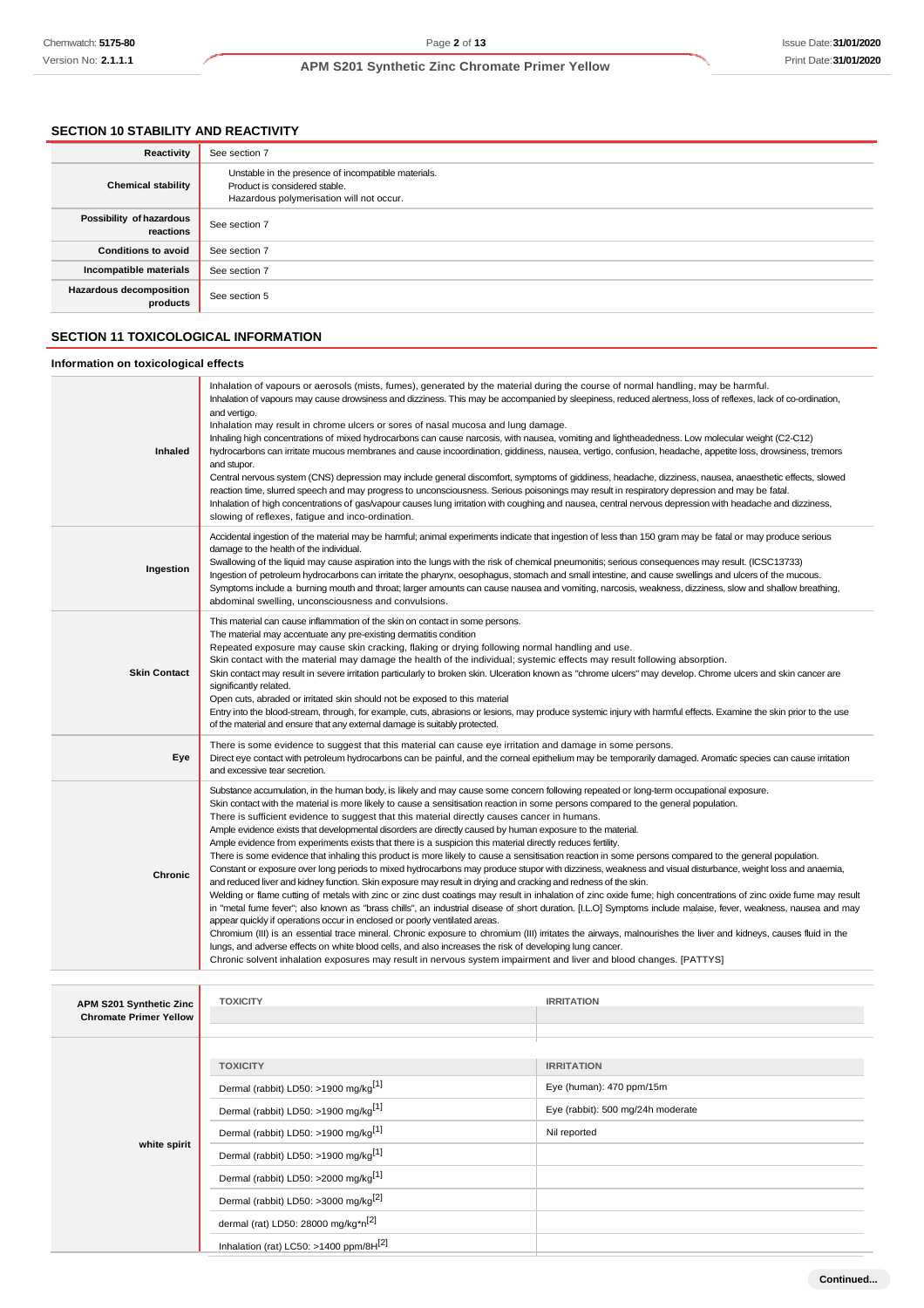## SECTION 10 STABILITY AND REACTIVITY

| | |
|---|---|
| **Reactivity** | See section 7 |
| **Chemical stability** | Unstable in the presence of incompatible materials.<br>Product is considered stable.<br>Hazardous polymerisation will not occur. |
| **Possibility of hazardous reactions** | See section 7 |
| **Conditions to avoid** | See section 7 |
| **Incompatible materials** | See section 7 |
| **Hazardous decomposition products** | See section 5 |

## SECTION 11 TOXICOLOGICAL INFORMATION

### Information on toxicological effects

| | |
|---|---|
| **Inhaled** | Inhalation of vapours or aerosols (mists, fumes), generated by the material during the course of normal handling, may be harmful.<br>Inhalation of vapours may cause drowsiness and dizziness. This may be accompanied by sleepiness, reduced alertness, loss of reflexes, lack of co-ordination, and vertigo.<br>Inhalation may result in chrome ulcers or sores of nasal mucosa and lung damage.<br>Inhaling high concentrations of mixed hydrocarbons can cause narcosis, with nausea, vomiting and lightheadedness. Low molecular weight (C2-C12) hydrocarbons can irritate mucous membranes and cause incoordination, giddiness, nausea, vertigo, confusion, headache, appetite loss, drowsiness, tremors and stupor.<br>Central nervous system (CNS) depression may include general discomfort, symptoms of giddiness, headache, dizziness, nausea, anaesthetic effects, slowed reaction time, slurred speech and may progress to unconsciousness. Serious poisonings may result in respiratory depression and may be fatal.<br>Inhalation of high concentrations of gas/vapour causes lung irritation with coughing and nausea, central nervous depression with headache and dizziness, slowing of reflexes, fatigue and inco-ordination. |
| **Ingestion** | Accidental ingestion of the material may be harmful; animal experiments indicate that ingestion of less than 150 gram may be fatal or may produce serious damage to the health of the individual.<br>Swallowing of the liquid may cause aspiration into the lungs with the risk of chemical pneumonitis; serious consequences may result. (ICSC13733)<br>Ingestion of petroleum hydrocarbons can irritate the pharynx, oesophagus, stomach and small intestine, and cause swellings and ulcers of the mucous. Symptoms include a burning mouth and throat; larger amounts can cause nausea and vomiting, narcosis, weakness, dizziness, slow and shallow breathing, abdominal swelling, unconsciousness and convulsions. |
| **Skin Contact** | This material can cause inflammation of the skin on contact in some persons.<br>The material may accentuate any pre-existing dermatitis condition<br>Repeated exposure may cause skin cracking, flaking or drying following normal handling and use.<br>Skin contact with the material may damage the health of the individual; systemic effects may result following absorption.<br>Skin contact may result in severe irritation particularly to broken skin. Ulceration known as "chrome ulcers" may develop. Chrome ulcers and skin cancer are significantly related.<br>Open cuts, abraded or irritated skin should not be exposed to this material<br>Entry into the blood-stream, through, for example, cuts, abrasions or lesions, may produce systemic injury with harmful effects. Examine the skin prior to the use of the material and ensure that any external damage is suitably protected. |
| **Eye** | There is some evidence to suggest that this material can cause eye irritation and damage in some persons.<br>Direct eye contact with petroleum hydrocarbons can be painful, and the corneal epithelium may be temporarily damaged. Aromatic species can cause irritation and excessive tear secretion. |
| **Chronic** | Substance accumulation, in the human body, is likely and may cause some concern following repeated or long-term occupational exposure.<br>Skin contact with the material is more likely to cause a sensitisation reaction in some persons compared to the general population.<br>There is sufficient evidence to suggest that this material directly causes cancer in humans.<br>Ample evidence exists that developmental disorders are directly caused by human exposure to the material.<br>Ample evidence from experiments exists that there is a suspicion this material directly reduces fertility.<br>There is some evidence that inhaling this product is more likely to cause a sensitisation reaction in some persons compared to the general population.<br>Constant or exposure over long periods to mixed hydrocarbons may produce stupor with dizziness, weakness and visual disturbance, weight loss and anaemia, and reduced liver and kidney function. Skin exposure may result in drying and cracking and redness of the skin.<br>Welding or flame cutting of metals with zinc or zinc dust coatings may result in inhalation of zinc oxide fume; high concentrations of zinc oxide fume may result in "metal fume fever"; also known as "brass chills", an industrial disease of short duration. [I.L.O] Symptoms include malaise, fever, weakness, nausea and may appear quickly if operations occur in enclosed or poorly ventilated areas.<br>Chromium (III) is an essential trace mineral. Chronic exposure to chromium (III) irritates the airways, malnourishes the liver and kidneys, causes fluid in the lungs, and adverse effects on white blood cells, and also increases the risk of developing lung cancer.<br>Chronic solvent inhalation exposures may result in nervous system impairment and liver and blood changes. [PATTYS] |

| **APM S201 Synthetic Zinc Chromate Primer Yellow** | **TOXICITY** | **IRRITATION** |
|---|---|---|
| | | |

| **white spirit** | **TOXICITY** | **IRRITATION** |
|---|---|---|
| | Dermal (rabbit) LD50: >1900 mg/kg[1] | Eye (human): 470 ppm/15m |
| | Dermal (rabbit) LD50: >1900 mg/kg[1] | Eye (rabbit): 500 mg/24h moderate |
| | Dermal (rabbit) LD50: >1900 mg/kg[1] | Nil reported |
| | Dermal (rabbit) LD50: >1900 mg/kg[1] | |
| | Dermal (rabbit) LD50: >2000 mg/kg[1] | |
| | Dermal (rabbit) LD50: >3000 mg/kg[2] | |
| | dermal (rat) LD50: 28000 mg/kg*n[2] | |
| | Inhalation (rat) LC50: >1400 ppm/8H[2] | |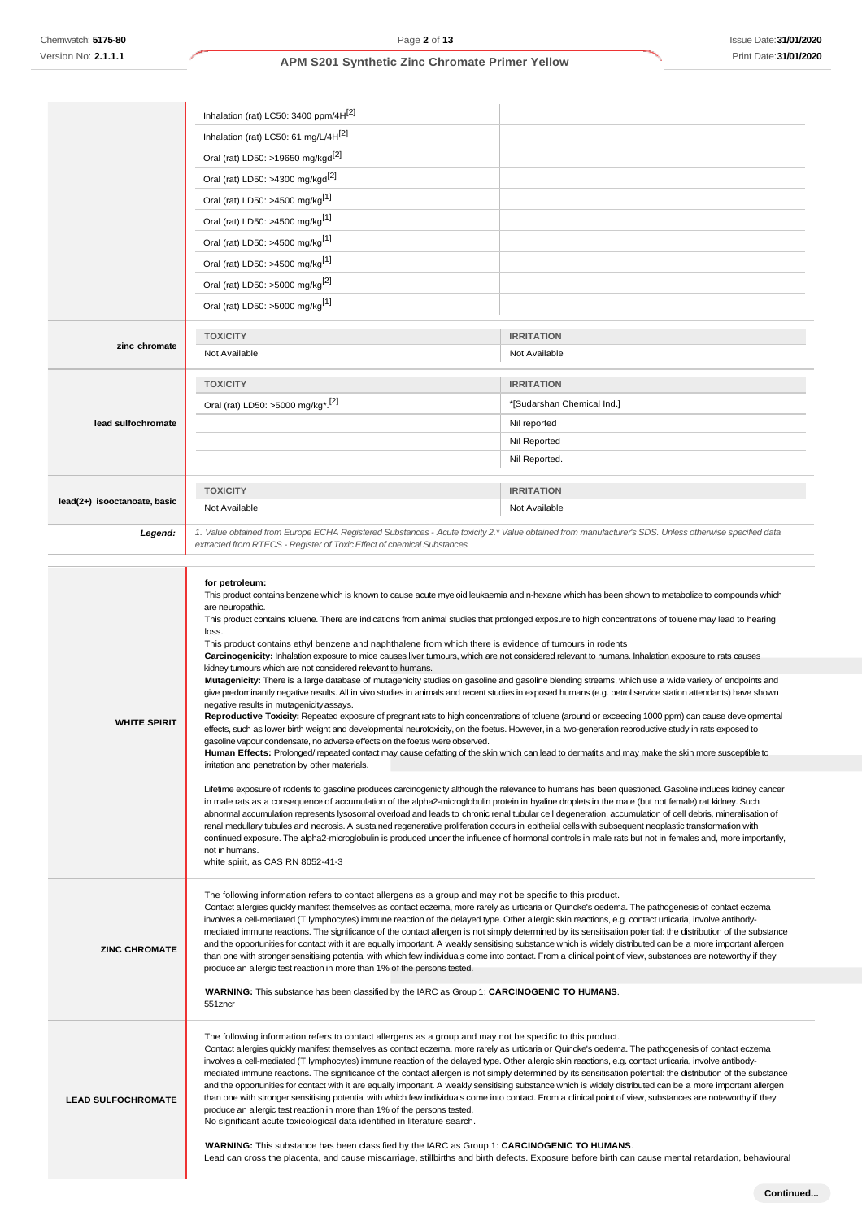| | TOXICITY | IRRITATION |
|---|---|---|
| | Inhalation (rat) LC50: 3400 ppm/4H[2] | |
| | Inhalation (rat) LC50: 61 mg/L/4H[2] | |
| | Oral (rat) LD50: >19650 mg/kgd[2] | |
| | Oral (rat) LD50: >4300 mg/kgd[2] | |
| | Oral (rat) LD50: >4500 mg/kg[1] | |
| | Oral (rat) LD50: >4500 mg/kg[1] | |
| | Oral (rat) LD50: >4500 mg/kg[1] | |
| | Oral (rat) LD50: >4500 mg/kg[1] | |
| | Oral (rat) LD50: >5000 mg/kg[2] | |
| | Oral (rat) LD50: >5000 mg/kg[1] | |
| **zinc chromate** | **TOXICITY** | **IRRITATION** |
| | Not Available | Not Available |
| **lead sulfochromate** | **TOXICITY** | **IRRITATION** |
| | Oral (rat) LD50: >5000 mg/kg*.[2] | *[Sudarshan Chemical Ind.] |
| | | Nil reported |
| | | Nil Reported |
| | | Nil Reported. |
| **lead(2+) isooctanoate, basic** | **TOXICITY** | **IRRITATION** |
| | Not Available | Not Available |
| ***Legend:*** | *1. Value obtained from Europe ECHA Registered Substances - Acute toxicity 2.* Value obtained from manufacturer's SDS. Unless otherwise specified data extracted from RTECS - Register of Toxic Effect of chemical Substances* | |

**WHITE SPIRIT**

**for petroleum:**
This product contains benzene which is known to cause acute myeloid leukaemia and n-hexane which has been shown to metabolize to compounds which are neuropathic.
This product contains toluene. There are indications from animal studies that prolonged exposure to high concentrations of toluene may lead to hearing loss.
This product contains ethyl benzene and naphthalene from which there is evidence of tumours in rodents
**Carcinogenicity:** Inhalation exposure to mice causes liver tumours, which are not considered relevant to humans. Inhalation exposure to rats causes kidney tumours which are not considered relevant to humans.
**Mutagenicity:** There is a large database of mutagenicity studies on gasoline and gasoline blending streams, which use a wide variety of endpoints and give predominantly negative results. All in vivo studies in animals and recent studies in exposed humans (e.g. petrol service station attendants) have shown negative results in mutagenicity assays.
**Reproductive Toxicity:** Repeated exposure of pregnant rats to high concentrations of toluene (around or exceeding 1000 ppm) can cause developmental effects, such as lower birth weight and developmental neurotoxicity, on the foetus. However, in a two-generation reproductive study in rats exposed to gasoline vapour condensate, no adverse effects on the foetus were observed.
**Human Effects:** Prolonged/ repeated contact may cause defatting of the skin which can lead to dermatitis and may make the skin more susceptible to irritation and penetration by other materials.

Lifetime exposure of rodents to gasoline produces carcinogenicity although the relevance to humans has been questioned. Gasoline induces kidney cancer in male rats as a consequence of accumulation of the alpha2-microglobulin protein in hyaline droplets in the male (but not female) rat kidney. Such abnormal accumulation represents lysosomal overload and leads to chronic renal tubular cell degeneration, accumulation of cell debris, mineralisation of renal medullary tubules and necrosis. A sustained regenerative proliferation occurs in epithelial cells with subsequent neoplastic transformation with continued exposure. The alpha2-microglobulin is produced under the influence of hormonal controls in male rats but not in females and, more importantly, not in humans.
white spirit, as CAS RN 8052-41-3

**ZINC CHROMATE**

The following information refers to contact allergens as a group and may not be specific to this product.
Contact allergies quickly manifest themselves as contact eczema, more rarely as urticaria or Quincke's oedema. The pathogenesis of contact eczema involves a cell-mediated (T lymphocytes) immune reaction of the delayed type. Other allergic skin reactions, e.g. contact urticaria, involve antibody-mediated immune reactions. The significance of the contact allergen is not simply determined by its sensitisation potential: the distribution of the substance and the opportunities for contact with it are equally important. A weakly sensitising substance which is widely distributed can be a more important allergen than one with stronger sensitising potential with which few individuals come into contact. From a clinical point of view, substances are noteworthy if they produce an allergic test reaction in more than 1% of the persons tested.

**WARNING:** This substance has been classified by the IARC as Group 1: **CARCINOGENIC TO HUMANS**.
551zncr

**LEAD SULFOCHROMATE**

The following information refers to contact allergens as a group and may not be specific to this product.
Contact allergies quickly manifest themselves as contact eczema, more rarely as urticaria or Quincke's oedema. The pathogenesis of contact eczema involves a cell-mediated (T lymphocytes) immune reaction of the delayed type. Other allergic skin reactions, e.g. contact urticaria, involve antibody-mediated immune reactions. The significance of the contact allergen is not simply determined by its sensitisation potential: the distribution of the substance and the opportunities for contact with it are equally important. A weakly sensitising substance which is widely distributed can be a more important allergen than one with stronger sensitising potential with which few individuals come into contact. From a clinical point of view, substances are noteworthy if they produce an allergic test reaction in more than 1% of the persons tested.
No significant acute toxicological data identified in literature search.

**WARNING:** This substance has been classified by the IARC as Group 1: **CARCINOGENIC TO HUMANS**.
Lead can cross the placenta, and cause miscarriage, stillbirths and birth defects. Exposure before birth can cause mental retardation, behavioural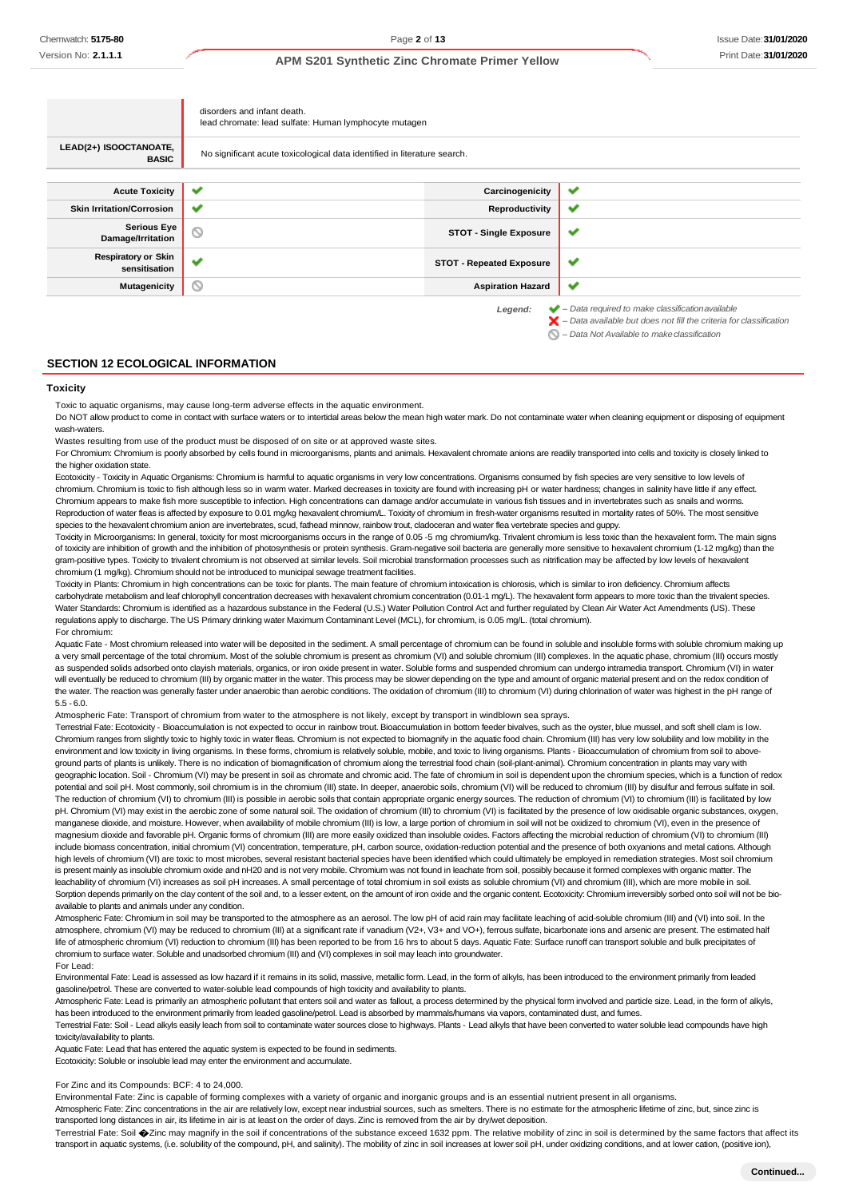| | |
|---|---|
| | disorders and infant death.<br>lead chromate: lead sulfate: Human lymphocyte mutagen |
| **LEAD(2+) ISOOCTANOATE, BASIC** | No significant acute toxicological data identified in literature search. |

| | | | |
|---|---|---|---|
| **Acute Toxicity** | ✔ | **Carcinogenicity** | ✔ |
| **Skin Irritation/Corrosion** | ✔ | **Reproductivity** | ✔ |
| **Serious Eye Damage/Irritation** | ⊘ | **STOT - Single Exposure** | ✔ |
| **Respiratory or Skin sensitisation** | ✔ | **STOT - Repeated Exposure** | ✔ |
| **Mutagenicity** | ⊘ | **Aspiration Hazard** | ✔ |

*Legend:* ✔ – *Data required to make classification available*
✘ – *Data available but does not fill the criteria for classification*
⊘ – *Data Not Available to make classification*

## SECTION 12 ECOLOGICAL INFORMATION

### Toxicity

Toxic to aquatic organisms, may cause long-term adverse effects in the aquatic environment.
Do NOT allow product to come in contact with surface waters or to intertidal areas below the mean high water mark. Do not contaminate water when cleaning equipment or disposing of equipment wash-waters.
Wastes resulting from use of the product must be disposed of on site or at approved waste sites.
For Chromium: Chromium is poorly absorbed by cells found in microorganisms, plants and animals. Hexavalent chromate anions are readily transported into cells and toxicity is closely linked to the higher oxidation state.
Ecotoxicity - Toxicity in Aquatic Organisms: Chromium is harmful to aquatic organisms in very low concentrations. Organisms consumed by fish species are very sensitive to low levels of chromium. Chromium is toxic to fish although less so in warm water. Marked decreases in toxicity are found with increasing pH or water hardness; changes in salinity have little if any effect. Chromium appears to make fish more susceptible to infection. High concentrations can damage and/or accumulate in various fish tissues and in invertebrates such as snails and worms. Reproduction of water fleas is affected by exposure to 0.01 mg/kg hexavalent chromium/L. Toxicity of chromium in fresh-water organisms resulted in mortality rates of 50%. The most sensitive species to the hexavalent chromium anion are invertebrates, scud, fathead minnow, rainbow trout, cladoceran and water flea vertebrate species and guppy.
Toxicity in Microorganisms: In general, toxicity for most microorganisms occurs in the range of 0.05 -5 mg chromium/kg. Trivalent chromium is less toxic than the hexavalent form. The main signs of toxicity are inhibition of growth and the inhibition of photosynthesis or protein synthesis. Gram-negative soil bacteria are generally more sensitive to hexavalent chromium (1-12 mg/kg) than the gram-positive types. Toxicity to trivalent chromium is not observed at similar levels. Soil microbial transformation processes such as nitrification may be affected by low levels of hexavalent chromium (1 mg/kg). Chromium should not be introduced to municipal sewage treatment facilities.
Toxicity in Plants: Chromium in high concentrations can be toxic for plants. The main feature of chromium intoxication is chlorosis, which is similar to iron deficiency. Chromium affects carbohydrate metabolism and leaf chlorophyll concentration decreases with hexavalent chromium concentration (0.01-1 mg/L). The hexavalent form appears to more toxic than the trivalent species. Water Standards: Chromium is identified as a hazardous substance in the Federal (U.S.) Water Pollution Control Act and further regulated by Clean Air Water Act Amendments (US). These regulations apply to discharge. The US Primary drinking water Maximum Contaminant Level (MCL), for chromium, is 0.05 mg/L. (total chromium).
For chromium:
Aquatic Fate - Most chromium released into water will be deposited in the sediment. A small percentage of chromium can be found in soluble and insoluble forms with soluble chromium making up a very small percentage of the total chromium. Most of the soluble chromium is present as chromium (VI) and soluble chromium (III) complexes. In the aquatic phase, chromium (III) occurs mostly as suspended solids adsorbed onto clayish materials, organics, or iron oxide present in water. Soluble forms and suspended chromium can undergo intramedia transport. Chromium (VI) in water will eventually be reduced to chromium (III) by organic matter in the water. This process may be slower depending on the type and amount of organic material present and on the redox condition of the water. The reaction was generally faster under anaerobic than aerobic conditions. The oxidation of chromium (III) to chromium (VI) during chlorination of water was highest in the pH range of 5.5 - 6.0.
Atmospheric Fate: Transport of chromium from water to the atmosphere is not likely, except by transport in windblown sea sprays.
Terrestrial Fate: Ecotoxicity - Bioaccumulation is not expected to occur in rainbow trout. Bioaccumulation in bottom feeder bivalves, such as the oyster, blue mussel, and soft shell clam is low. Chromium ranges from slightly toxic to highly toxic in water fleas. Chromium is not expected to biomagnify in the aquatic food chain. Chromium (III) has very low solubility and low mobility in the environment and low toxicity in living organisms. In these forms, chromium is relatively soluble, mobile, and toxic to living organisms. Plants - Bioaccumulation of chromium from soil to above-ground parts of plants is unlikely. There is no indication of biomagnification of chromium along the terrestrial food chain (soil-plant-animal). Chromium concentration in plants may vary with geographic location. Soil - Chromium (VI) may be present in soil as chromate and chromic acid. The fate of chromium in soil is dependent upon the chromium species, which is a function of redox potential and soil pH. Most commonly, soil chromium is in the chromium (III) state. In deeper, anaerobic soils, chromium (VI) will be reduced to chromium (III) by disulfur and ferrous sulfate in soil. The reduction of chromium (VI) to chromium (III) is possible in aerobic soils that contain appropriate organic energy sources. The reduction of chromium (VI) to chromium (III) is facilitated by low pH. Chromium (VI) may exist in the aerobic zone of some natural soil. The oxidation of chromium (III) to chromium (VI) is facilitated by the presence of low oxidisable organic substances, oxygen, manganese dioxide, and moisture. However, when availability of mobile chromium (III) is low, a large portion of chromium in soil will not be oxidized to chromium (VI), even in the presence of magnesium dioxide and favorable pH. Organic forms of chromium (III) are more easily oxidized than insoluble oxides. Factors affecting the microbial reduction of chromium (VI) to chromium (III) include biomass concentration, initial chromium (VI) concentration, temperature, pH, carbon source, oxidation-reduction potential and the presence of both oxyanions and metal cations. Although high levels of chromium (VI) are toxic to most microbes, several resistant bacterial species have been identified which could ultimately be employed in remediation strategies. Most soil chromium is present mainly as insoluble chromium oxide and nH20 and is not very mobile. Chromium was not found in leachate from soil, possibly because it formed complexes with organic matter. The leachability of chromium (VI) increases as soil pH increases. A small percentage of total chromium in soil exists as soluble chromium (VI) and chromium (III), which are more mobile in soil. Sorption depends primarily on the clay content of the soil and, to a lesser extent, on the amount of iron oxide and the organic content. Ecotoxicity: Chromium irreversibly sorbed onto soil will not be bio-available to plants and animals under any condition.
Atmospheric Fate: Chromium in soil may be transported to the atmosphere as an aerosol. The low pH of acid rain may facilitate leaching of acid-soluble chromium (III) and (VI) into soil. In the atmosphere, chromium (VI) may be reduced to chromium (III) at a significant rate if vanadium (V2+, V3+ and VO+), ferrous sulfate, bicarbonate ions and arsenic are present. The estimated half life of atmospheric chromium (VI) reduction to chromium (III) has been reported to be from 16 hrs to about 5 days. Aquatic Fate: Surface runoff can transport soluble and bulk precipitates of chromium to surface water. Soluble and unadsorbed chromium (III) and (VI) complexes in soil may leach into groundwater.
For Lead:
Environmental Fate: Lead is assessed as low hazard if it remains in its solid, massive, metallic form. Lead, in the form of alkyls, has been introduced to the environment primarily from leaded gasoline/petrol. These are converted to water-soluble lead compounds of high toxicity and availability to plants.
Atmospheric Fate: Lead is primarily an atmospheric pollutant that enters soil and water as fallout, a process determined by the physical form involved and particle size. Lead, in the form of alkyls, has been introduced to the environment primarily from leaded gasoline/petrol. Lead is absorbed by mammals/humans via vapors, contaminated dust, and fumes.
Terrestrial Fate: Soil - Lead alkyls easily leach from soil to contaminate water sources close to highways. Plants - Lead alkyls that have been converted to water soluble lead compounds have high toxicity/availability to plants.
Aquatic Fate: Lead that has entered the aquatic system is expected to be found in sediments.
Ecotoxicity: Soluble or insoluble lead may enter the environment and accumulate.

For Zinc and its Compounds: BCF: 4 to 24,000.
Environmental Fate: Zinc is capable of forming complexes with a variety of organic and inorganic groups and is an essential nutrient present in all organisms.
Atmospheric Fate: Zinc concentrations in the air are relatively low, except near industrial sources, such as smelters. There is no estimate for the atmospheric lifetime of zinc, but, since zinc is transported long distances in air, its lifetime in air is at least on the order of days. Zinc is removed from the air by dry/wet deposition.
Terrestrial Fate: Soil �Zinc may magnify in the soil if concentrations of the substance exceed 1632 ppm. The relative mobility of zinc in soil is determined by the same factors that affect its transport in aquatic systems, (i.e. solubility of the compound, pH, and salinity). The mobility of zinc in soil increases at lower soil pH, under oxidizing conditions, and at lower cation, (positive ion),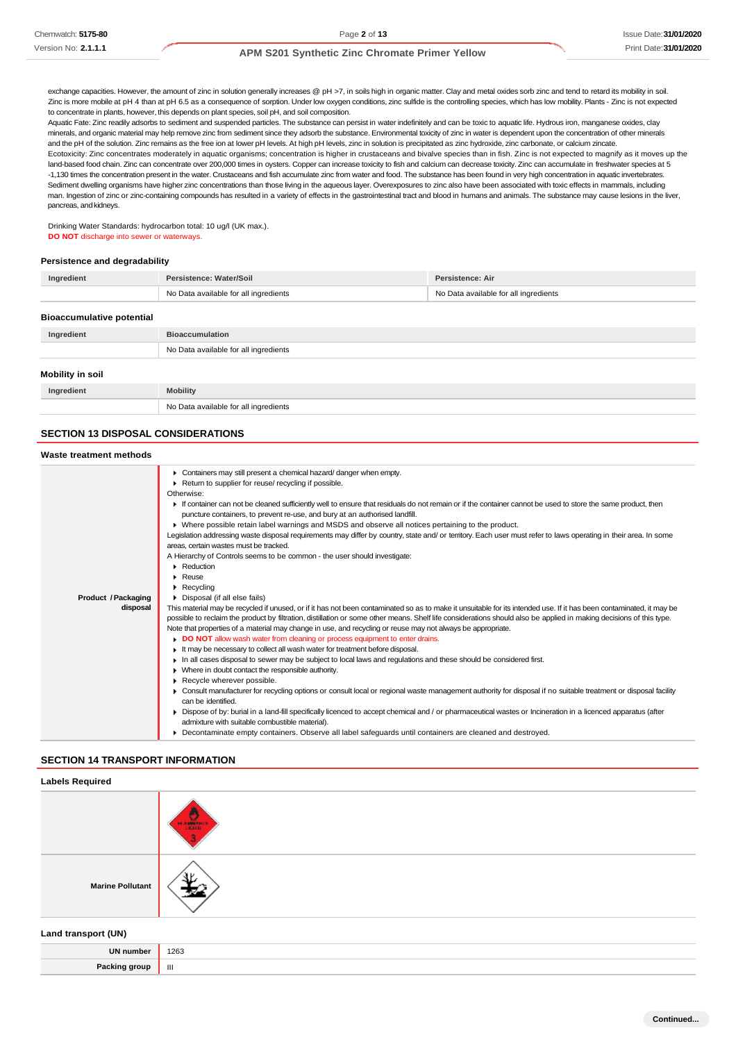exchange capacities. However, the amount of zinc in solution generally increases @ pH >7, in soils high in organic matter. Clay and metal oxides sorb zinc and tend to retard its mobility in soil. Zinc is more mobile at pH 4 than at pH 6.5 as a consequence of sorption. Under low oxygen conditions, zinc sulfide is the controlling species, which has low mobility. Plants - Zinc is not expected to concentrate in plants, however, this depends on plant species, soil pH, and soil composition.

Aquatic Fate: Zinc readily adsorbs to sediment and suspended particles. The substance can persist in water indefinitely and can be toxic to aquatic life. Hydrous iron, manganese oxides, clay minerals, and organic material may help remove zinc from sediment since they adsorb the substance. Environmental toxicity of zinc in water is dependent upon the concentration of other minerals and the pH of the solution. Zinc remains as the free ion at lower pH levels. At high pH levels, zinc in solution is precipitated as zinc hydroxide, zinc carbonate, or calcium zincate.

Ecotoxicity: Zinc concentrates moderately in aquatic organisms; concentration is higher in crustaceans and bivalve species than in fish. Zinc is not expected to magnify as it moves up the land-based food chain. Zinc can concentrate over 200,000 times in oysters. Copper can increase toxicity to fish and calcium can decrease toxicity. Zinc can accumulate in freshwater species at 5 -1,130 times the concentration present in the water. Crustaceans and fish accumulate zinc from water and food. The substance has been found in very high concentration in aquatic invertebrates. Sediment dwelling organisms have higher zinc concentrations than those living in the aqueous layer. Overexposures to zinc also have been associated with toxic effects in mammals, including man. Ingestion of zinc or zinc-containing compounds has resulted in a variety of effects in the gastrointestinal tract and blood in humans and animals. The substance may cause lesions in the liver, pancreas, and kidneys.

Drinking Water Standards: hydrocarbon total: 10 ug/l (UK max.).

**DO NOT** discharge into sewer or waterways.

### Persistence and degradability

| Ingredient | Persistence: Water/Soil | Persistence: Air |
| --- | --- | --- |
| | No Data available for all ingredients | No Data available for all ingredients |

### Bioaccumulative potential

| Ingredient | Bioaccumulation |
| --- | --- |
| | No Data available for all ingredients |

### Mobility in soil

| Ingredient | Mobility |
| --- | --- |
| | No Data available for all ingredients |

## SECTION 13 DISPOSAL CONSIDERATIONS

### Waste treatment methods

**Product / Packaging disposal**

- Containers may still present a chemical hazard/ danger when empty.
- Return to supplier for reuse/ recycling if possible.

Otherwise:

- If container can not be cleaned sufficiently well to ensure that residuals do not remain or if the container cannot be used to store the same product, then puncture containers, to prevent re-use, and bury at an authorised landfill.
- Where possible retain label warnings and MSDS and observe all notices pertaining to the product.

Legislation addressing waste disposal requirements may differ by country, state and/ or territory. Each user must refer to laws operating in their area. In some areas, certain wastes must be tracked.

A Hierarchy of Controls seems to be common - the user should investigate:

- Reduction
- Reuse
- Recycling
- Disposal (if all else fails)

This material may be recycled if unused, or if it has not been contaminated so as to make it unsuitable for its intended use. If it has been contaminated, it may be possible to reclaim the product by filtration, distillation or some other means. Shelf life considerations should also be applied in making decisions of this type. Note that properties of a material may change in use, and recycling or reuse may not always be appropriate.

- **DO NOT** allow wash water from cleaning or process equipment to enter drains.
- It may be necessary to collect all wash water for treatment before disposal.
- In all cases disposal to sewer may be subject to local laws and regulations and these should be considered first.
- Where in doubt contact the responsible authority.
- Recycle wherever possible.
- Consult manufacturer for recycling options or consult local or regional waste management authority for disposal if no suitable treatment or disposal facility can be identified.
- Dispose of by: burial in a land-fill specifically licenced to accept chemical and / or pharmaceutical wastes or Incineration in a licenced apparatus (after admixture with suitable combustible material).
- Decontaminate empty containers. Observe all label safeguards until containers are cleaned and destroyed.

## SECTION 14 TRANSPORT INFORMATION

### Labels Required

| | |
| --- | --- |
| | FLAMMABLE LIQUID 3 |
| Marine Pollutant | |

### Land transport (UN)

| | |
| --- | --- |
| UN number | 1263 |
| Packing group | III |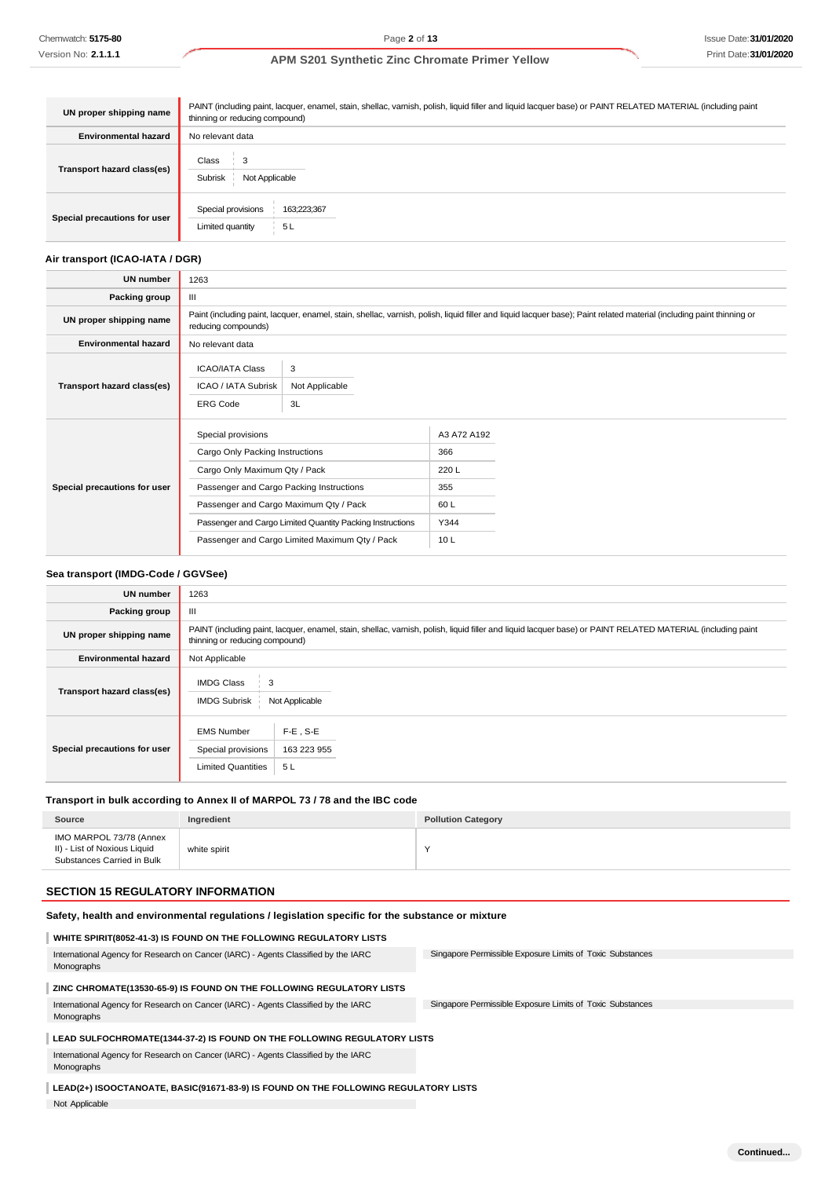| | |
|---|---|
| **UN proper shipping name** | PAINT (including paint, lacquer, enamel, stain, shellac, varnish, polish, liquid filler and liquid lacquer base) or PAINT RELATED MATERIAL (including paint thinning or reducing compound) |
| **Environmental hazard** | No relevant data |
| **Transport hazard class(es)** | Class: 3<br>Subrisk: Not Applicable |
| **Special precautions for user** | Special provisions: 163;223;367<br>Limited quantity: 5 L |

### Air transport (ICAO-IATA / DGR)

| | |
|---|---|
| **UN number** | 1263 |
| **Packing group** | III |
| **UN proper shipping name** | Paint (including paint, lacquer, enamel, stain, shellac, varnish, polish, liquid filler and liquid lacquer base); Paint related material (including paint thinning or reducing compounds) |
| **Environmental hazard** | No relevant data |
| **Transport hazard class(es)** | ICAO/IATA Class: 3<br>ICAO / IATA Subrisk: Not Applicable<br>ERG Code: 3L |
| **Special precautions for user** | Special provisions: A3 A72 A192<br>Cargo Only Packing Instructions: 366<br>Cargo Only Maximum Qty / Pack: 220 L<br>Passenger and Cargo Packing Instructions: 355<br>Passenger and Cargo Maximum Qty / Pack: 60 L<br>Passenger and Cargo Limited Quantity Packing Instructions: Y344<br>Passenger and Cargo Limited Maximum Qty / Pack: 10 L |

### Sea transport (IMDG-Code / GGVSee)

| | |
|---|---|
| **UN number** | 1263 |
| **Packing group** | III |
| **UN proper shipping name** | PAINT (including paint, lacquer, enamel, stain, shellac, varnish, polish, liquid filler and liquid lacquer base) or PAINT RELATED MATERIAL (including paint thinning or reducing compound) |
| **Environmental hazard** | Not Applicable |
| **Transport hazard class(es)** | IMDG Class: 3<br>IMDG Subrisk: Not Applicable |
| **Special precautions for user** | EMS Number: F-E , S-E<br>Special provisions: 163 223 955<br>Limited Quantities: 5 L |

### Transport in bulk according to Annex II of MARPOL 73 / 78 and the IBC code

| Source | Ingredient | Pollution Category |
|---|---|---|
| IMO MARPOL 73/78 (Annex II) - List of Noxious Liquid Substances Carried in Bulk | white spirit | Y |

## SECTION 15 REGULATORY INFORMATION

### Safety, health and environmental regulations / legislation specific for the substance or mixture

**WHITE SPIRIT(8052-41-3) IS FOUND ON THE FOLLOWING REGULATORY LISTS**

| | |
|---|---|
| International Agency for Research on Cancer (IARC) - Agents Classified by the IARC Monographs | Singapore Permissible Exposure Limits of Toxic Substances |

**ZINC CHROMATE(13530-65-9) IS FOUND ON THE FOLLOWING REGULATORY LISTS**

| | |
|---|---|
| International Agency for Research on Cancer (IARC) - Agents Classified by the IARC Monographs | Singapore Permissible Exposure Limits of Toxic Substances |

**LEAD SULFOCHROMATE(1344-37-2) IS FOUND ON THE FOLLOWING REGULATORY LISTS**

International Agency for Research on Cancer (IARC) - Agents Classified by the IARC Monographs

**LEAD(2+) ISOOCTANOATE, BASIC(91671-83-9) IS FOUND ON THE FOLLOWING REGULATORY LISTS**

Not Applicable

Continued...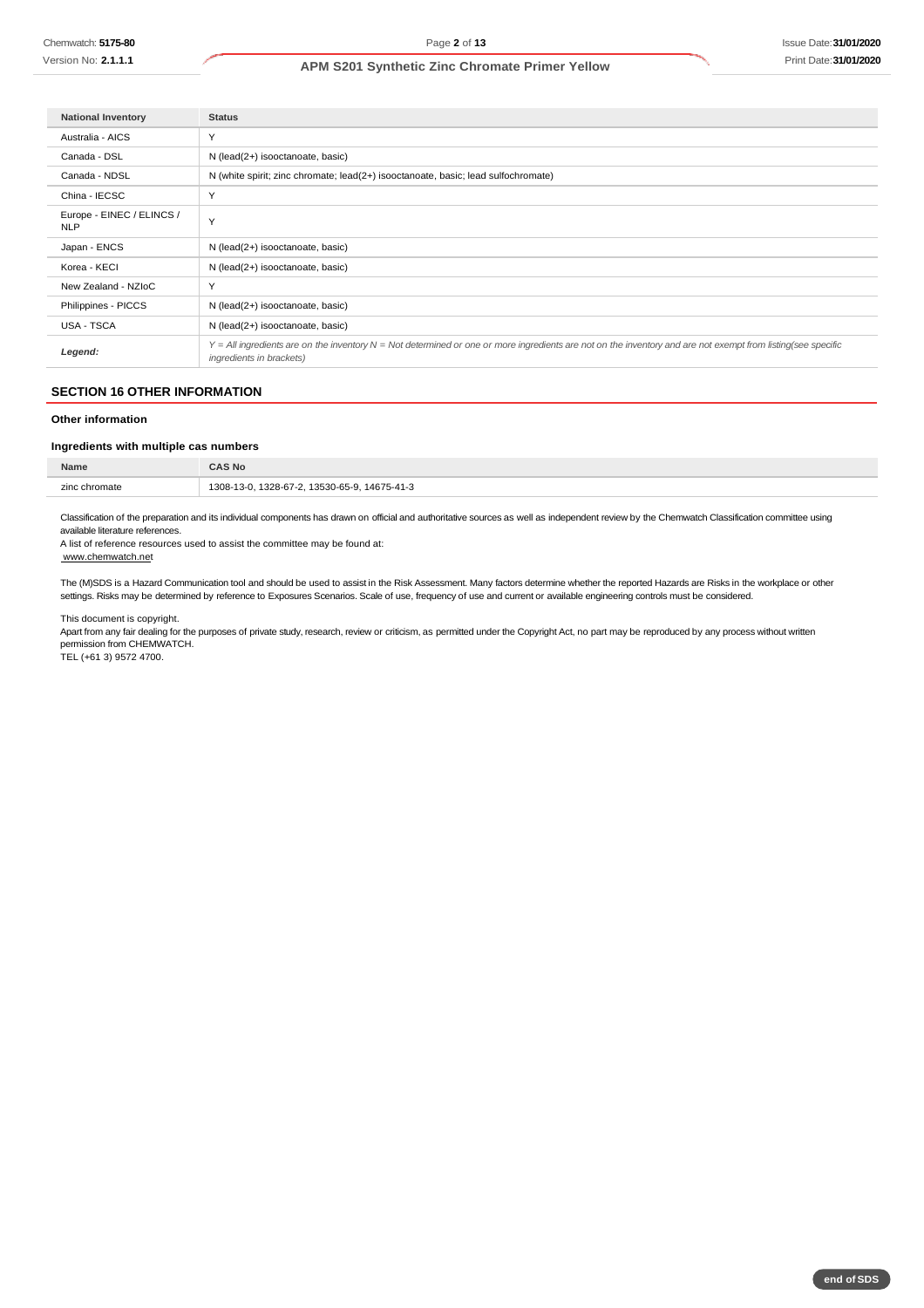| National Inventory | Status |
| --- | --- |
| Australia - AICS | Y |
| Canada - DSL | N (lead(2+) isooctanoate, basic) |
| Canada - NDSL | N (white spirit; zinc chromate; lead(2+) isooctanoate, basic; lead sulfochromate) |
| China - IECSC | Y |
| Europe - EINEC / ELINCS / NLP | Y |
| Japan - ENCS | N (lead(2+) isooctanoate, basic) |
| Korea - KECI | N (lead(2+) isooctanoate, basic) |
| New Zealand - NZIoC | Y |
| Philippines - PICCS | N (lead(2+) isooctanoate, basic) |
| USA - TSCA | N (lead(2+) isooctanoate, basic) |
| ***Legend:*** | *Y = All ingredients are on the inventory N = Not determined or one or more ingredients are not on the inventory and are not exempt from listing(see specific ingredients in brackets)* |

## SECTION 16 OTHER INFORMATION

### Other information

### Ingredients with multiple cas numbers

| Name | CAS No |
| --- | --- |
| zinc chromate | 1308-13-0, 1328-67-2, 13530-65-9, 14675-41-3 |

Classification of the preparation and its individual components has drawn on official and authoritative sources as well as independent review by the Chemwatch Classification committee using available literature references.
A list of reference resources used to assist the committee may be found at:
www.chemwatch.net

The (M)SDS is a Hazard Communication tool and should be used to assist in the Risk Assessment. Many factors determine whether the reported Hazards are Risks in the workplace or other settings. Risks may be determined by reference to Exposures Scenarios. Scale of use, frequency of use and current or available engineering controls must be considered.

This document is copyright.
Apart from any fair dealing for the purposes of private study, research, review or criticism, as permitted under the Copyright Act, no part may be reproduced by any process without written permission from CHEMWATCH.
TEL (+61 3) 9572 4700.

end of SDS